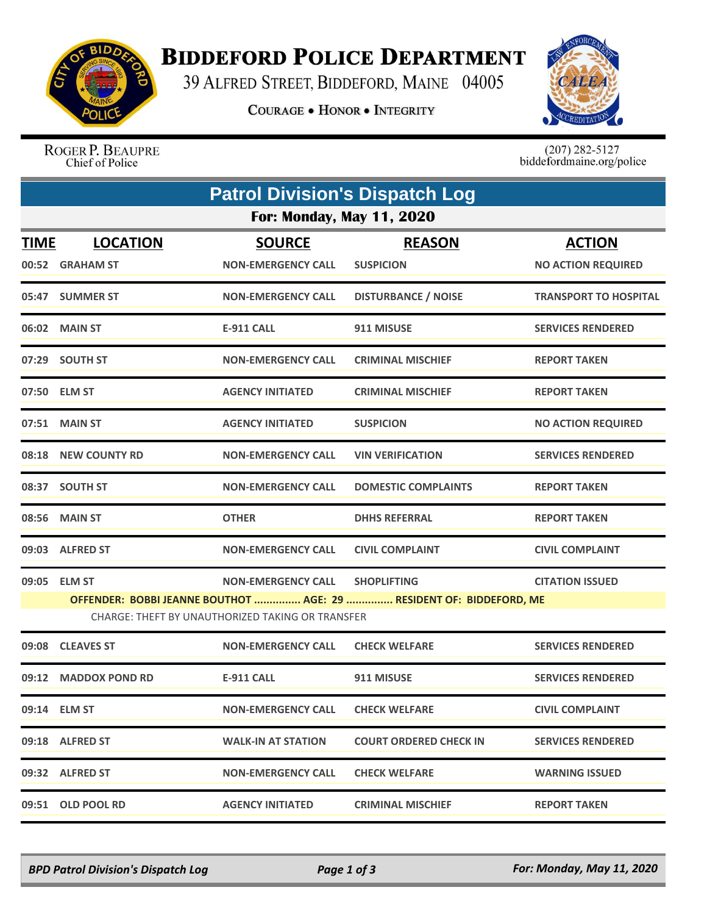# BIDDEFORD POLICE DEPARTMENT

39 ALFRED STREET, BIDDEFORD, MAINE 04005

COURAGE • HONOR • INTEGRITY

ROGER P. BEAUPRE
Chief of Police

(207) 282-5127
biddefordmaine.org/police

## Patrol Division's Dispatch Log

### For: Monday, May 11, 2020

| TIME | LOCATION | SOURCE | REASON | ACTION |
|---|---|---|---|---|
| 00:52 | GRAHAM ST | NON-EMERGENCY CALL | SUSPICION | NO ACTION REQUIRED |
| 05:47 | SUMMER ST | NON-EMERGENCY CALL | DISTURBANCE / NOISE | TRANSPORT TO HOSPITAL |
| 06:02 | MAIN ST | E-911 CALL | 911 MISUSE | SERVICES RENDERED |
| 07:29 | SOUTH ST | NON-EMERGENCY CALL | CRIMINAL MISCHIEF | REPORT TAKEN |
| 07:50 | ELM ST | AGENCY INITIATED | CRIMINAL MISCHIEF | REPORT TAKEN |
| 07:51 | MAIN ST | AGENCY INITIATED | SUSPICION | NO ACTION REQUIRED |
| 08:18 | NEW COUNTY RD | NON-EMERGENCY CALL | VIN VERIFICATION | SERVICES RENDERED |
| 08:37 | SOUTH ST | NON-EMERGENCY CALL | DOMESTIC COMPLAINTS | REPORT TAKEN |
| 08:56 | MAIN ST | OTHER | DHHS REFERRAL | REPORT TAKEN |
| 09:03 | ALFRED ST | NON-EMERGENCY CALL | CIVIL COMPLAINT | CIVIL COMPLAINT |
| 09:05 | ELM ST | NON-EMERGENCY CALL | SHOPLIFTING | CITATION ISSUED |
| | OFFENDER: BOBBI JEANNE BOUTHOT ............... AGE: 29 ............... RESIDENT OF: BIDDEFORD, ME | | | |
| | CHARGE: THEFT BY UNAUTHORIZED TAKING OR TRANSFER | | | |
| 09:08 | CLEAVES ST | NON-EMERGENCY CALL | CHECK WELFARE | SERVICES RENDERED |
| 09:12 | MADDOX POND RD | E-911 CALL | 911 MISUSE | SERVICES RENDERED |
| 09:14 | ELM ST | NON-EMERGENCY CALL | CHECK WELFARE | CIVIL COMPLAINT |
| 09:18 | ALFRED ST | WALK-IN AT STATION | COURT ORDERED CHECK IN | SERVICES RENDERED |
| 09:32 | ALFRED ST | NON-EMERGENCY CALL | CHECK WELFARE | WARNING ISSUED |
| 09:51 | OLD POOL RD | AGENCY INITIATED | CRIMINAL MISCHIEF | REPORT TAKEN |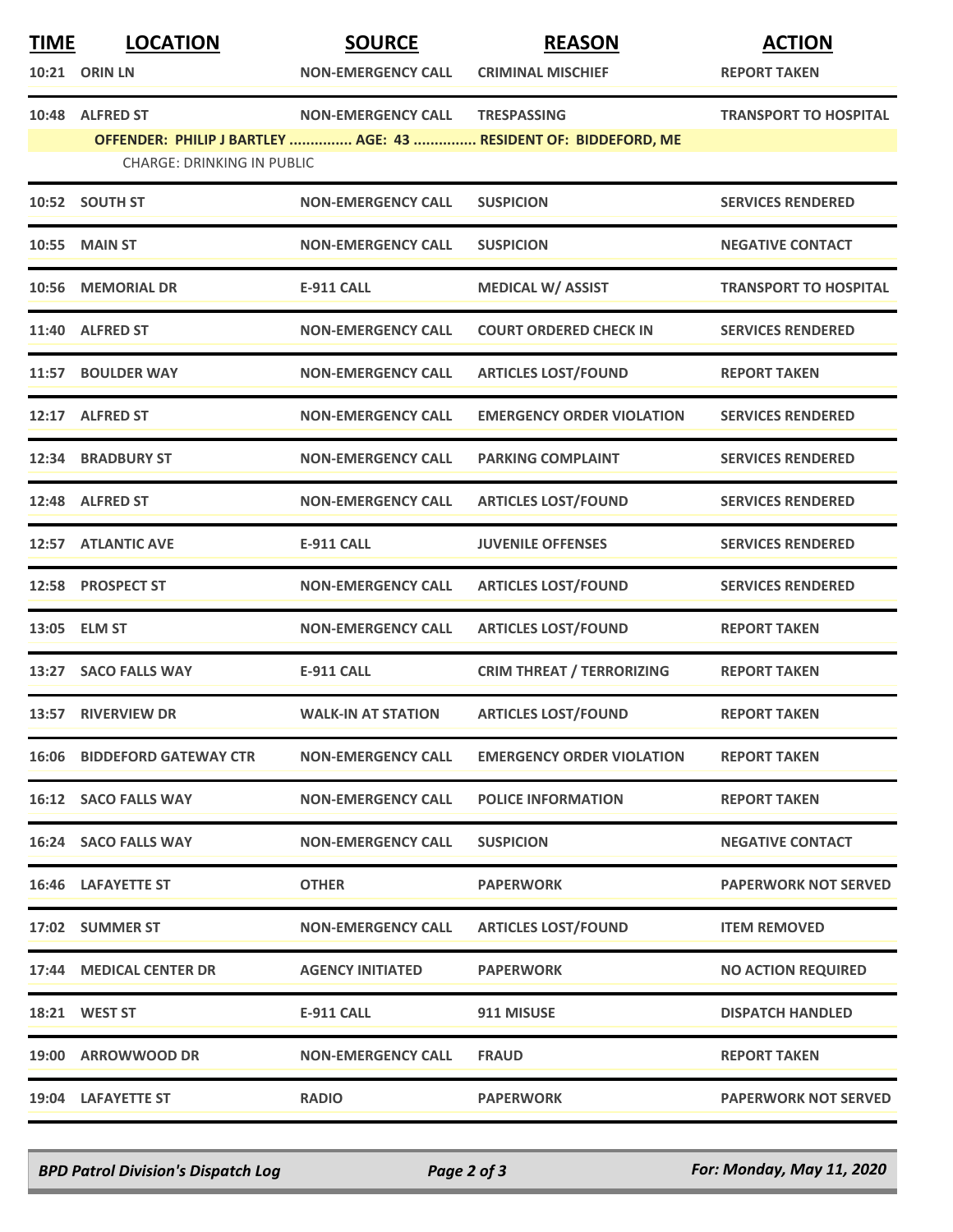| TIME | LOCATION | SOURCE | REASON | ACTION |
|---|---|---|---|---|
| 10:21 | ORIN LN | NON-EMERGENCY CALL | CRIMINAL MISCHIEF | REPORT TAKEN |
| 10:48 | ALFRED ST | NON-EMERGENCY CALL | TRESPASSING | TRANSPORT TO HOSPITAL |
| | OFFENDER: PHILIP J BARTLEY ............... AGE: 43 ............... RESIDENT OF: BIDDEFORD, ME | | | |
| | CHARGE: DRINKING IN PUBLIC | | | |
| 10:52 | SOUTH ST | NON-EMERGENCY CALL | SUSPICION | SERVICES RENDERED |
| 10:55 | MAIN ST | NON-EMERGENCY CALL | SUSPICION | NEGATIVE CONTACT |
| 10:56 | MEMORIAL DR | E-911 CALL | MEDICAL W/ ASSIST | TRANSPORT TO HOSPITAL |
| 11:40 | ALFRED ST | NON-EMERGENCY CALL | COURT ORDERED CHECK IN | SERVICES RENDERED |
| 11:57 | BOULDER WAY | NON-EMERGENCY CALL | ARTICLES LOST/FOUND | REPORT TAKEN |
| 12:17 | ALFRED ST | NON-EMERGENCY CALL | EMERGENCY ORDER VIOLATION | SERVICES RENDERED |
| 12:34 | BRADBURY ST | NON-EMERGENCY CALL | PARKING COMPLAINT | SERVICES RENDERED |
| 12:48 | ALFRED ST | NON-EMERGENCY CALL | ARTICLES LOST/FOUND | SERVICES RENDERED |
| 12:57 | ATLANTIC AVE | E-911 CALL | JUVENILE OFFENSES | SERVICES RENDERED |
| 12:58 | PROSPECT ST | NON-EMERGENCY CALL | ARTICLES LOST/FOUND | SERVICES RENDERED |
| 13:05 | ELM ST | NON-EMERGENCY CALL | ARTICLES LOST/FOUND | REPORT TAKEN |
| 13:27 | SACO FALLS WAY | E-911 CALL | CRIM THREAT / TERRORIZING | REPORT TAKEN |
| 13:57 | RIVERVIEW DR | WALK-IN AT STATION | ARTICLES LOST/FOUND | REPORT TAKEN |
| 16:06 | BIDDEFORD GATEWAY CTR | NON-EMERGENCY CALL | EMERGENCY ORDER VIOLATION | REPORT TAKEN |
| 16:12 | SACO FALLS WAY | NON-EMERGENCY CALL | POLICE INFORMATION | REPORT TAKEN |
| 16:24 | SACO FALLS WAY | NON-EMERGENCY CALL | SUSPICION | NEGATIVE CONTACT |
| 16:46 | LAFAYETTE ST | OTHER | PAPERWORK | PAPERWORK NOT SERVED |
| 17:02 | SUMMER ST | NON-EMERGENCY CALL | ARTICLES LOST/FOUND | ITEM REMOVED |
| 17:44 | MEDICAL CENTER DR | AGENCY INITIATED | PAPERWORK | NO ACTION REQUIRED |
| 18:21 | WEST ST | E-911 CALL | 911 MISUSE | DISPATCH HANDLED |
| 19:00 | ARROWWOOD DR | NON-EMERGENCY CALL | FRAUD | REPORT TAKEN |
| 19:04 | LAFAYETTE ST | RADIO | PAPERWORK | PAPERWORK NOT SERVED |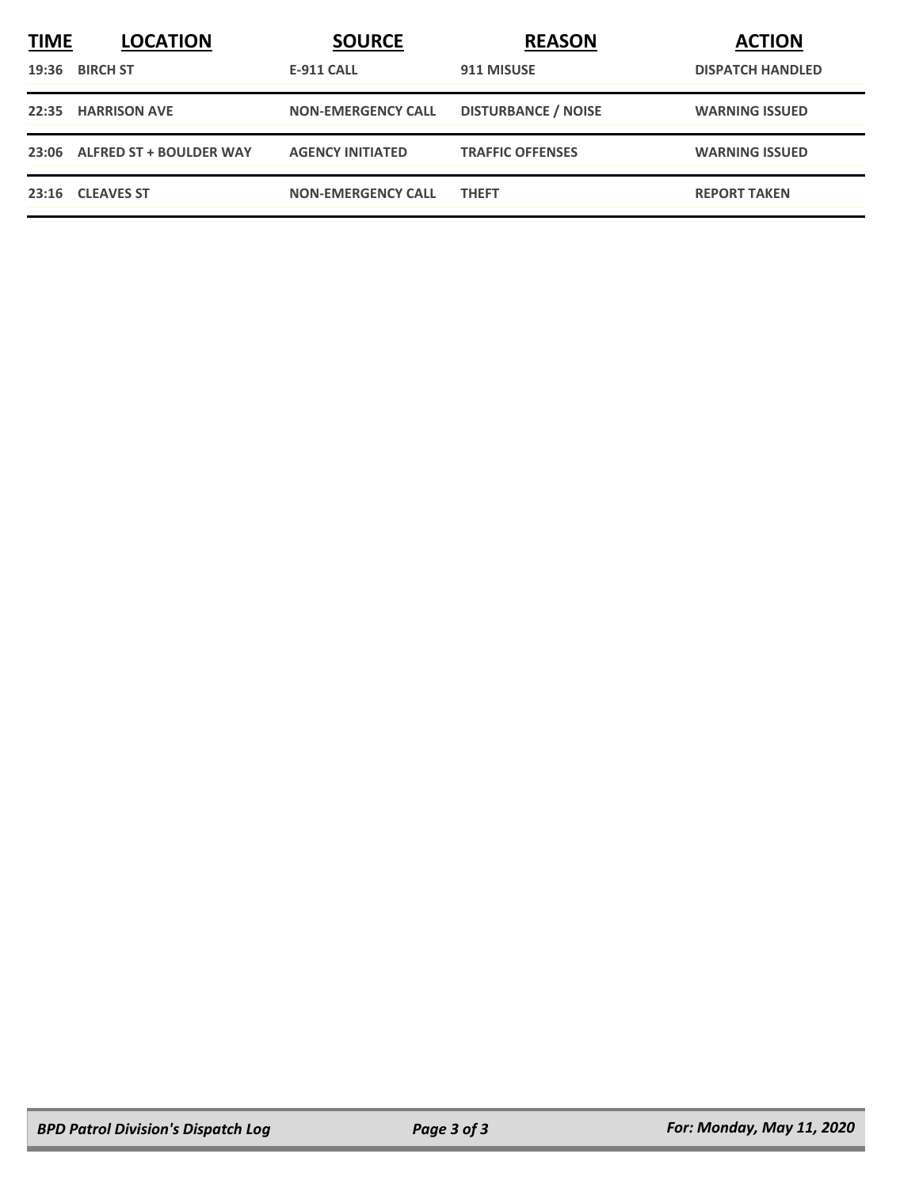| TIME | LOCATION | SOURCE | REASON | ACTION |
| --- | --- | --- | --- | --- |
| 19:36 | BIRCH ST | E-911 CALL | 911 MISUSE | DISPATCH HANDLED |
| 22:35 | HARRISON AVE | NON-EMERGENCY CALL | DISTURBANCE / NOISE | WARNING ISSUED |
| 23:06 | ALFRED ST + BOULDER WAY | AGENCY INITIATED | TRAFFIC OFFENSES | WARNING ISSUED |
| 23:16 | CLEAVES ST | NON-EMERGENCY CALL | THEFT | REPORT TAKEN |